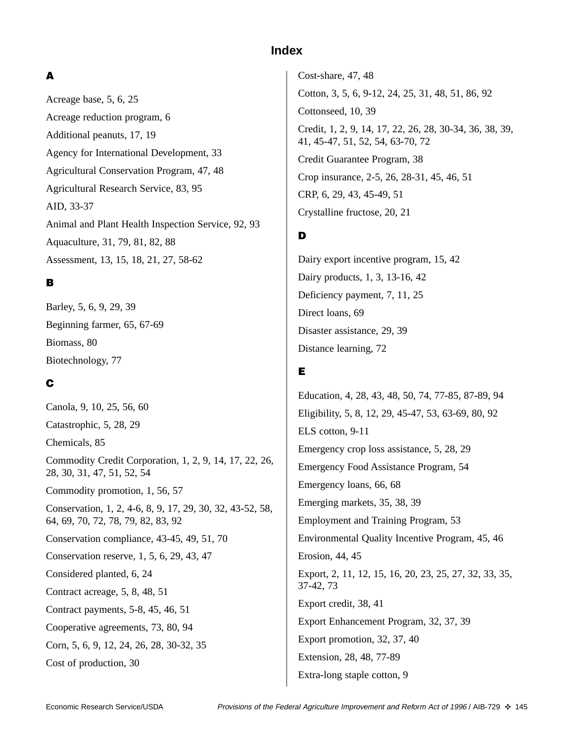# Index

## A

Acreage base, 5, 6, 25

Acreage reduction program, 6

Additional peanuts, 17, 19

Agency for International Development, 33

Agricultural Conservation Program, 47, 48

Agricultural Research Service, 83, 95

AID, 33-37

Animal and Plant Health Inspection Service, 92, 93

Aquaculture, 31, 79, 81, 82, 88

Assessment, 13, 15, 18, 21, 27, 58-62

## B

Barley, 5, 6, 9, 29, 39

Beginning farmer, 65, 67-69

Biomass, 80

Biotechnology, 77

## C

Canola, 9, 10, 25, 56, 60

Catastrophic, 5, 28, 29

Chemicals, 85

Commodity Credit Corporation, 1, 2, 9, 14, 17, 22, 26, 28, 30, 31, 47, 51, 52, 54

Commodity promotion, 1, 56, 57

Conservation, 1, 2, 4-6, 8, 9, 17, 29, 30, 32, 43-52, 58, 64, 69, 70, 72, 78, 79, 82, 83, 92

Conservation compliance, 43-45, 49, 51, 70

Conservation reserve, 1, 5, 6, 29, 43, 47

Considered planted, 6, 24

Contract acreage, 5, 8, 48, 51

Contract payments, 5-8, 45, 46, 51

Cooperative agreements, 73, 80, 94

Corn, 5, 6, 9, 12, 24, 26, 28, 30-32, 35

Cost of production, 30

Cost-share, 47, 48

Cotton, 3, 5, 6, 9-12, 24, 25, 31, 48, 51, 86, 92

Cottonseed, 10, 39

Credit, 1, 2, 9, 14, 17, 22, 26, 28, 30-34, 36, 38, 39, 41, 45-47, 51, 52, 54, 63-70, 72

Credit Guarantee Program, 38

Crop insurance, 2-5, 26, 28-31, 45, 46, 51

CRP, 6, 29, 43, 45-49, 51

Crystalline fructose, 20, 21

## D

Dairy export incentive program, 15, 42

Dairy products, 1, 3, 13-16, 42

Deficiency payment, 7, 11, 25

Direct loans, 69

Disaster assistance, 29, 39

Distance learning, 72

## E

Education, 4, 28, 43, 48, 50, 74, 77-85, 87-89, 94

Eligibility, 5, 8, 12, 29, 45-47, 53, 63-69, 80, 92

ELS cotton, 9-11

Emergency crop loss assistance, 5, 28, 29

Emergency Food Assistance Program, 54

Emergency loans, 66, 68

Emerging markets, 35, 38, 39

Employment and Training Program, 53

Environmental Quality Incentive Program, 45, 46

Erosion, 44, 45

Export, 2, 11, 12, 15, 16, 20, 23, 25, 27, 32, 33, 35, 37-42, 73

Export credit, 38, 41

Export Enhancement Program, 32, 37, 39

Export promotion, 32, 37, 40

Extension, 28, 48, 77-89

Extra-long staple cotton, 9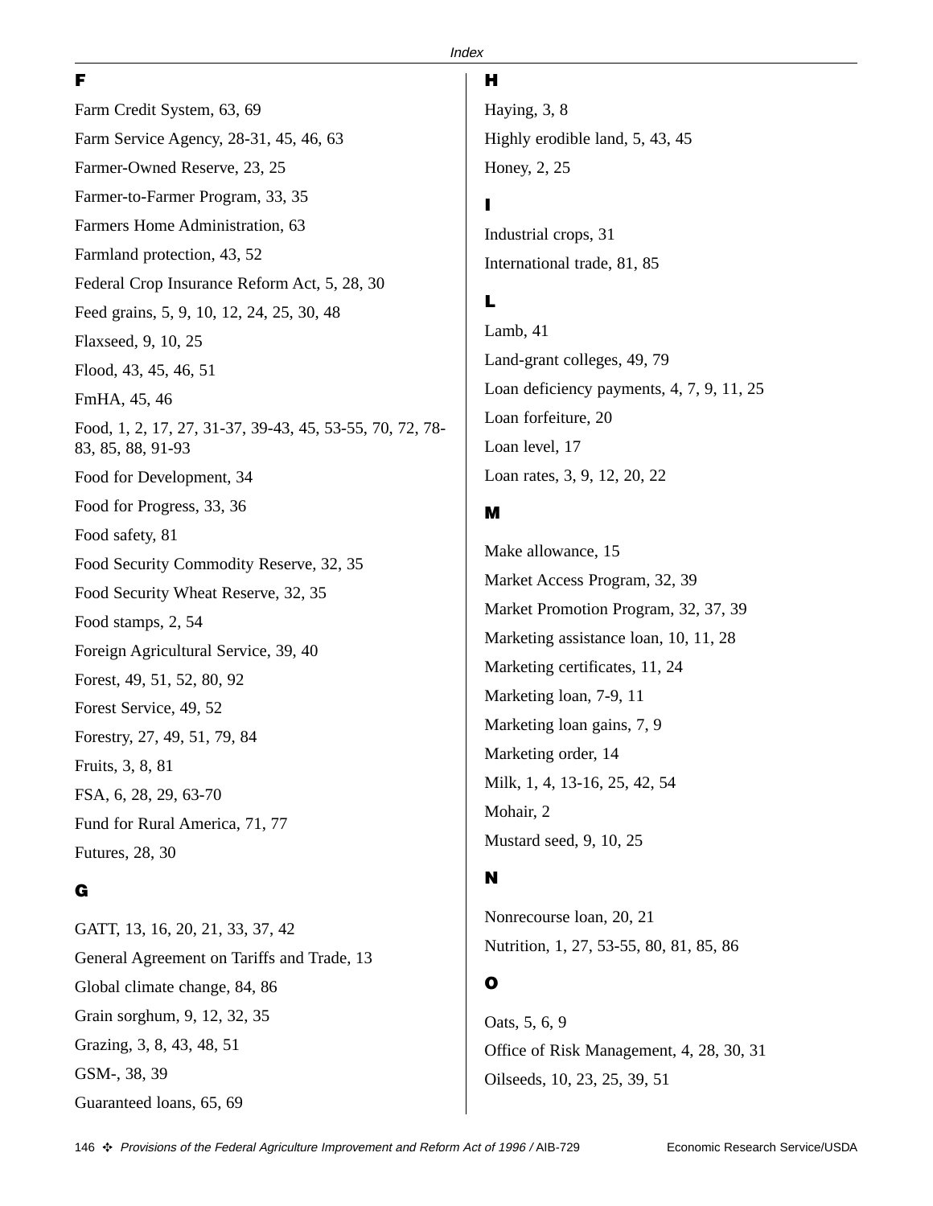## F

Farm Credit System, 63, 69

Farm Service Agency, 28-31, 45, 46, 63

Farmer-Owned Reserve, 23, 25

Farmer-to-Farmer Program, 33, 35

Farmers Home Administration, 63

Farmland protection, 43, 52

Federal Crop Insurance Reform Act, 5, 28, 30

Feed grains, 5, 9, 10, 12, 24, 25, 30, 48

Flaxseed, 9, 10, 25

Flood, 43, 45, 46, 51

FmHA, 45, 46

Food, 1, 2, 17, 27, 31-37, 39-43, 45, 53-55, 70, 72, 78-83, 85, 88, 91-93

Food for Development, 34

Food for Progress, 33, 36

Food safety, 81

Food Security Commodity Reserve, 32, 35

Food Security Wheat Reserve, 32, 35

Food stamps, 2, 54

Foreign Agricultural Service, 39, 40

Forest, 49, 51, 52, 80, 92

Forest Service, 49, 52

Forestry, 27, 49, 51, 79, 84

Fruits, 3, 8, 81

FSA, 6, 28, 29, 63-70

Fund for Rural America, 71, 77

Futures, 28, 30

## G

GATT, 13, 16, 20, 21, 33, 37, 42

General Agreement on Tariffs and Trade, 13

Global climate change, 84, 86

Grain sorghum, 9, 12, 32, 35

Grazing, 3, 8, 43, 48, 51

GSM-, 38, 39

Guaranteed loans, 65, 69

## H

Haying, 3, 8

Highly erodible land, 5, 43, 45

Honey, 2, 25

## I

Industrial crops, 31

International trade, 81, 85

## L

Lamb, 41

Land-grant colleges, 49, 79

Loan deficiency payments, 4, 7, 9, 11, 25

Loan forfeiture, 20

Loan level, 17

Loan rates, 3, 9, 12, 20, 22

## M

Make allowance, 15

Market Access Program, 32, 39

Market Promotion Program, 32, 37, 39

Marketing assistance loan, 10, 11, 28

Marketing certificates, 11, 24

Marketing loan, 7-9, 11

Marketing loan gains, 7, 9

Marketing order, 14

Milk, 1, 4, 13-16, 25, 42, 54

Mohair, 2

Mustard seed, 9, 10, 25

## N

Nonrecourse loan, 20, 21

Nutrition, 1, 27, 53-55, 80, 81, 85, 86

## O

Oats, 5, 6, 9

Office of Risk Management, 4, 28, 30, 31

Oilseeds, 10, 23, 25, 39, 51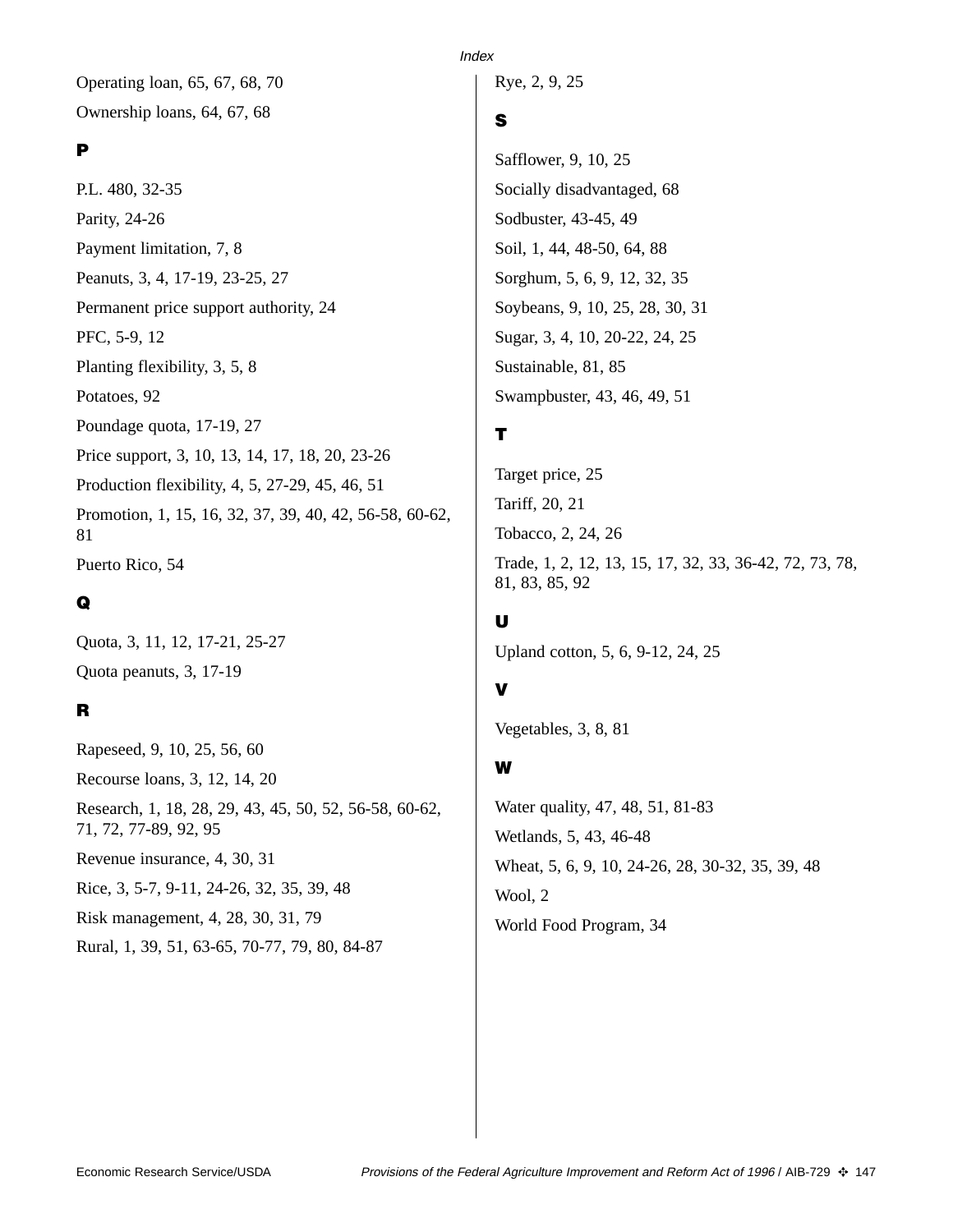Operating loan, 65, 67, 68, 70

Ownership loans, 64, 67, 68

## P

P.L. 480, 32-35

Parity, 24-26

Payment limitation, 7, 8

Peanuts, 3, 4, 17-19, 23-25, 27

Permanent price support authority, 24

PFC, 5-9, 12

Planting flexibility, 3, 5, 8

Potatoes, 92

Poundage quota, 17-19, 27

Price support, 3, 10, 13, 14, 17, 18, 20, 23-26

Production flexibility, 4, 5, 27-29, 45, 46, 51

Promotion, 1, 15, 16, 32, 37, 39, 40, 42, 56-58, 60-62, 81

Puerto Rico, 54

## Q

Quota, 3, 11, 12, 17-21, 25-27

Quota peanuts, 3, 17-19

## R

Rapeseed, 9, 10, 25, 56, 60

Recourse loans, 3, 12, 14, 20

Research, 1, 18, 28, 29, 43, 45, 50, 52, 56-58, 60-62, 71, 72, 77-89, 92, 95

Revenue insurance, 4, 30, 31

Rice, 3, 5-7, 9-11, 24-26, 32, 35, 39, 48

Risk management, 4, 28, 30, 31, 79

Rural, 1, 39, 51, 63-65, 70-77, 79, 80, 84-87

Rye, 2, 9, 25

## S

Safflower, 9, 10, 25

Socially disadvantaged, 68

Sodbuster, 43-45, 49

Soil, 1, 44, 48-50, 64, 88

Sorghum, 5, 6, 9, 12, 32, 35

Soybeans, 9, 10, 25, 28, 30, 31

Sugar, 3, 4, 10, 20-22, 24, 25

Sustainable, 81, 85

Swampbuster, 43, 46, 49, 51

## T

Target price, 25

Tariff, 20, 21

Tobacco, 2, 24, 26

Trade, 1, 2, 12, 13, 15, 17, 32, 33, 36-42, 72, 73, 78, 81, 83, 85, 92

## U

Upland cotton, 5, 6, 9-12, 24, 25

## V

Vegetables, 3, 8, 81

## W

Water quality, 47, 48, 51, 81-83

Wetlands, 5, 43, 46-48

Wheat, 5, 6, 9, 10, 24-26, 28, 30-32, 35, 39, 48

Wool, 2

World Food Program, 34